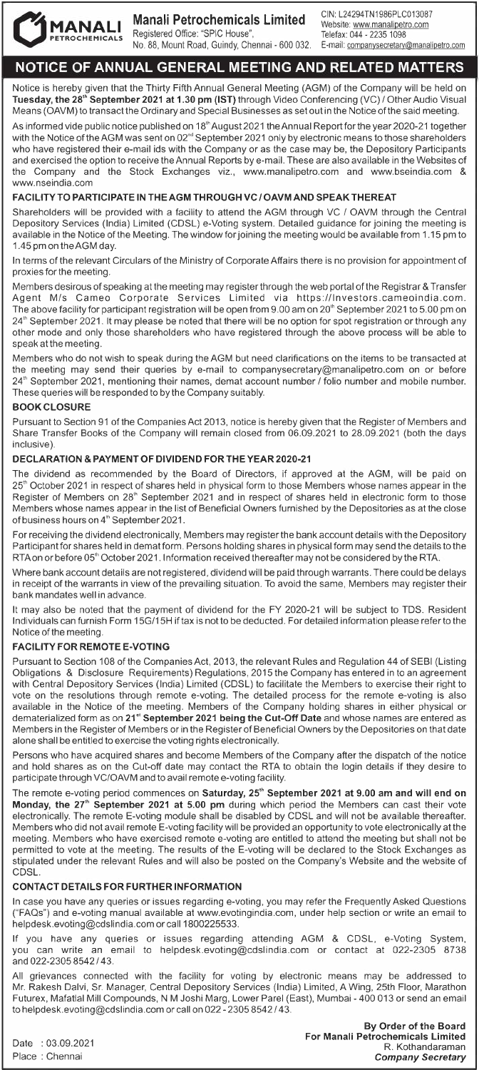MANALI PETROCHEMICALS

**Manali Petrochemicals Limited**
Registered Office: "SPIC House",
No. 88, Mount Road, Guindy, Chennai - 600 032.

CIN: L24294TN1986PLC013087
Website: www.manalipetro.com
Telefax: 044 - 2235 1098
E-mail: companysecretary@manalipetro.com

# NOTICE OF ANNUAL GENERAL MEETING AND RELATED MATTERS

Notice is hereby given that the Thirty Fifth Annual General Meeting (AGM) of the Company will be held on **Tuesday, the 28th September 2021 at 1.30 pm (IST)** through Video Conferencing (VC) / Other Audio Visual Means (OAVM) to transact the Ordinary and Special Businesses as set out in the Notice of the said meeting.

As informed vide public notice published on 18th August 2021 the Annual Report for the year 2020-21 together with the Notice of the AGM was sent on 02nd September 2021 only by electronic means to those shareholders who have registered their e-mail ids with the Company or as the case may be, the Depository Participants and exercised the option to receive the Annual Reports by e-mail. These are also available in the Websites of the Company and the Stock Exchanges viz., www.manalipetro.com and www.bseindia.com & www.nseindia.com

## FACILITY TO PARTICIPATE IN THE AGM THROUGH VC / OAVM AND SPEAK THEREAT

Shareholders will be provided with a facility to attend the AGM through VC / OAVM through the Central Depository Services (India) Limited (CDSL) e-Voting system. Detailed guidance for joining the meeting is available in the Notice of the Meeting. The window for joining the meeting would be available from 1.15 pm to 1.45 pm on the AGM day.

In terms of the relevant Circulars of the Ministry of Corporate Affairs there is no provision for appointment of proxies for the meeting.

Members desirous of speaking at the meeting may register through the web portal of the Registrar & Transfer Agent M/s Cameo Corporate Services Limited via https://Investors.cameoindia.com. The above facility for participant registration will be open from 9.00 am on 20th September 2021 to 5.00 pm on 24th September 2021. It may please be noted that there will be no option for spot registration or through any other mode and only those shareholders who have registered through the above process will be able to speak at the meeting.

Members who do not wish to speak during the AGM but need clarifications on the items to be transacted at the meeting may send their queries by e-mail to companysecretary@manalipetro.com on or before 24th September 2021, mentioning their names, demat account number / folio number and mobile number. These queries will be responded to by the Company suitably.

## BOOK CLOSURE

Pursuant to Section 91 of the Companies Act 2013, notice is hereby given that the Register of Members and Share Transfer Books of the Company will remain closed from 06.09.2021 to 28.09.2021 (both the days inclusive).

## DECLARATION & PAYMENT OF DIVIDEND FOR THE YEAR 2020-21

The dividend as recommended by the Board of Directors, if approved at the AGM, will be paid on 25th October 2021 in respect of shares held in physical form to those Members whose names appear in the Register of Members on 28th September 2021 and in respect of shares held in electronic form to those Members whose names appear in the list of Beneficial Owners furnished by the Depositories as at the close of business hours on 4th September 2021.

For receiving the dividend electronically, Members may register the bank account details with the Depository Participant for shares held in demat form. Persons holding shares in physical form may send the details to the RTA on or before 05th October 2021. Information received thereafter may not be considered by the RTA.

Where bank account details are not registered, dividend will be paid through warrants. There could be delays in receipt of the warrants in view of the prevailing situation. To avoid the same, Members may register their bank mandates well in advance.

It may also be noted that the payment of dividend for the FY 2020-21 will be subject to TDS. Resident Individuals can furnish Form 15G/15H if tax is not to be deducted. For detailed information please refer to the Notice of the meeting.

## FACILITY FOR REMOTE E-VOTING

Pursuant to Section 108 of the Companies Act, 2013, the relevant Rules and Regulation 44 of SEBI (Listing Obligations & Disclosure Requirements) Regulations, 2015 the Company has entered in to an agreement with Central Depository Services (India) Limited (CDSL) to facilitate the Members to exercise their right to vote on the resolutions through remote e-voting. The detailed process for the remote e-voting is also available in the Notice of the meeting. Members of the Company holding shares in either physical or dematerialized form as on **21st September 2021 being the Cut-Off Date** and whose names are entered as Members in the Register of Members or in the Register of Beneficial Owners by the Depositories on that date alone shall be entitled to exercise the voting rights electronically.

Persons who have acquired shares and become Members of the Company after the dispatch of the notice and hold shares as on the Cut-off date may contact the RTA to obtain the login details if they desire to participate through VC/OAVM and to avail remote e-voting facility.

The remote e-voting period commences on **Saturday, 25th September 2021 at 9.00 am and will end on Monday, the 27th September 2021 at 5.00 pm** during which period the Members can cast their vote electronically. The remote E-voting module shall be disabled by CDSL and will not be available thereafter. Members who did not avail remote E-voting facility will be provided an opportunity to vote electronically at the meeting. Members who have exercised remote e-voting are entitled to attend the meeting but shall not be permitted to vote at the meeting. The results of the E-voting will be declared to the Stock Exchanges as stipulated under the relevant Rules and will also be posted on the Company's Website and the website of CDSL.

## CONTACT DETAILS FOR FURTHER INFORMATION

In case you have any queries or issues regarding e-voting, you may refer the Frequently Asked Questions ("FAQs") and e-voting manual available at www.evotingindia.com, under help section or write an email to helpdesk.evoting@cdslindia.com or call 1800225533.

If you have any queries or issues regarding attending AGM & CDSL, e-Voting System, you can write an email to helpdesk.evoting@cdslindia.com or contact at 022-2305 8738 and 022-2305 8542 / 43.

All grievances connected with the facility for voting by electronic means may be addressed to Mr. Rakesh Dalvi, Sr. Manager, Central Depository Services (India) Limited, A Wing, 25th Floor, Marathon Futurex, Mafatlal Mill Compounds, N M Joshi Marg, Lower Parel (East), Mumbai - 400 013 or send an email to helpdesk.evoting@cdslindia.com or call on 022 - 2305 8542 / 43.

Date : 03.09.2021
Place : Chennai

**By Order of the Board**
**For Manali Petrochemicals Limited**
R. Kothandaraman
***Company Secretary***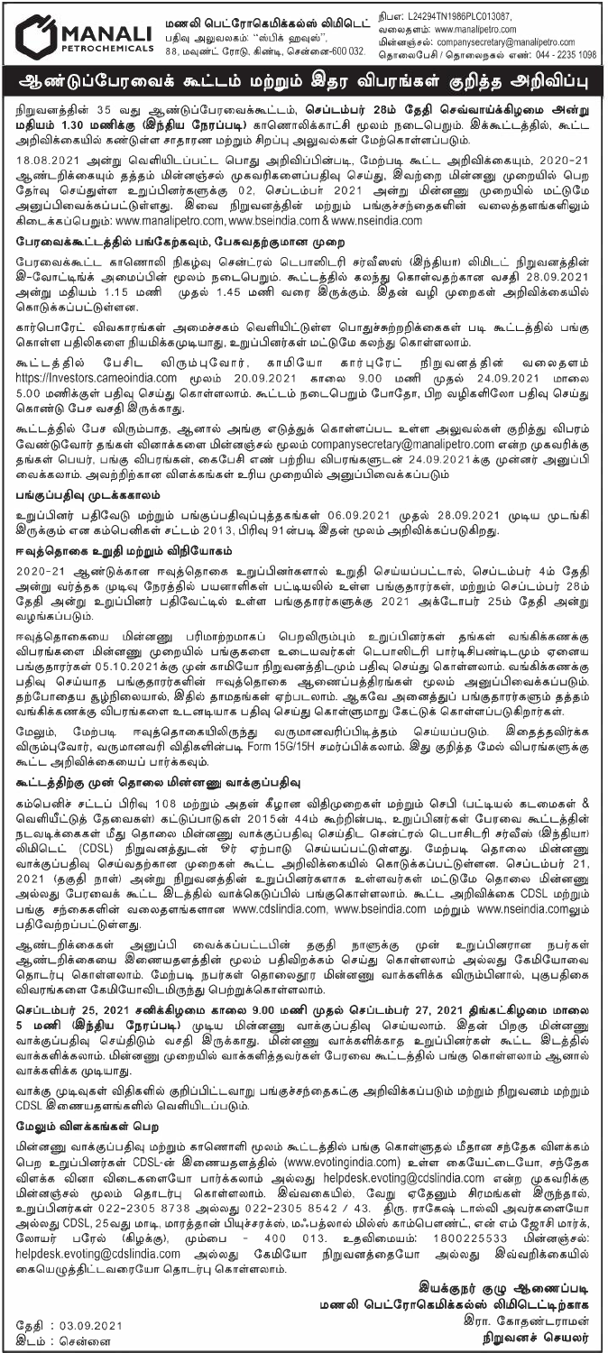MANALI PETROCHEMICALS

மணலி பெட்ரோகெமிக்கல்ஸ் லிமிடெட்

பதிவு அலுவலகம்: "ஸ்பிக் ஹவுஸ்", 88, மவுண்ட் ரோடு, கிண்டி, சென்னை-600 032.

நிபஎ: L24294TN1986PLC013087, வலைதளம்: www.manalipetro.com மின்னஞ்சல்: companysecretary@manalipetro.com தொலைபேசி / தொலைநகல் எண்: 044 - 2235 1098

# ஆண்டுப்பேரவைக் கூட்டம் மற்றும் இதர விபரங்கள் குறித்த அறிவிப்பு

நிறுவனத்தின் 35 வது ஆண்டுப்பேரவைக்கூட்டம், **செப்டம்பர் 28ம் தேதி செவ்வாய்க்கிழமை அன்று மதியம் 1.30 மணிக்கு (இந்திய நேரப்படி)** காணொலிக்காட்சி மூலம் நடைபெறும். இக்கூட்டத்தில், கூட்ட அறிவிக்கையில் கண்டுள்ள சாதாரண மற்றும் சிறப்பு அலுவல்கள் மேற்கொள்ளப்படும்.

18.08.2021 அன்று வெளியிடப்பட்ட பொது அறிவிப்பின்படி, மேற்படி கூட்ட அறிவிக்கையும், 2020-21 ஆண்டறிக்கையும் தத்தம் மின்னஞ்சல் முகவரிகளைப் பதிவு செய்து, இவற்றை மின்னணு முறையில் பெற தேர்வு செய்துள்ள உறுப்பினர்களுக்கு 02, செப்டம்பர் 2021 அன்று மின்னணு முறையில் மட்டுமே அனுப்பிவைக்கப்பட்டுள்ளது. இவை நிறுவனத்தின் மற்றும் பங்குச்சந்தைகளின் வலைதளங்களிலும் கிடைக்கப்பெறும்: www.manalipetro.com, www.bseindia.com & www.nseindia.com

### பேரவைக்கூட்டத்தில் பங்கேற்கவும், பேசுவதற்குமான முறை

பேரவைக்கூட்ட காணொலி நிகழ்வு சென்ட்ரல் டெபாஸிட்ரி சர்வீஸஸ் (இந்தியா) லிமிடட் நிறுவனத்தின் இ-வோட்டிங்க் அமைப்பின் மூலம் நடைபெறும். கூட்டத்தில் கலந்து கொள்வதற்கான வசதி 28.09.2021 அன்று மதியம் 1.15 மணி முதல் 1.45 மணி வரை இருக்கும். இதன் வழி முறைகள் அறிவிக்கையில் கொடுக்கப்பட்டுள்ளன.

கார்பொரேட் விவகாரங்கள் அமைச்சகம் வெளியிட்டுள்ள பொதுச்சுற்றறிக்கைகள் படி கூட்டத்தில் பங்கு கொள்ள பதிலிகளை நியமிக்கமுடியாது, உறுப்பினர்கள் மட்டுமே கலந்து கொள்ளலாம்.

கூட்டத்தில் பேசிட விரும்புவோர், காமியோ கார்புரேட் நிறுவனத்தின் வலைதளம் https://Investors.cameoindia.com மூலம் 20.09.2021 காலை 9.00 மணி முதல் 24.09.2021 மாலை 5.00 மணிக்குள் பதிவு செய்து கொள்ளலாம். கூட்டம் நடைபெறும் போதோ, பிற வழிகளிலோ பதிவு செய்து கொண்டு பேச வசதி இருக்காது.

கூட்டத்தில் பேச விரும்பாத, ஆனால் அங்கு எடுத்துக் கொள்ளப்பட உள்ள அலுவல்கள் குறித்து விபரம் வேண்டுவோர் தங்கள் வினாக்களை மின்னஞ்சல் மூலம் companysecretary@manalipetro.com என்ற முகவரிக்கு தங்கள் பெயர், பங்கு விபரங்கள், கைபேசி எண் பற்றிய விபரங்களுடன் 24.09.2021க்கு முன்னர் அனுப்பி வைக்கலாம். அவற்றிற்கான விளக்கங்கள் உரிய முறையில் அனுப்பிவைக்கப்படும்

### பங்குப்பதிவு முடக்ககாலம்

உறுப்பினர் பதிவேடு மற்றும் பங்குப்பதிவுப்புத்தகங்கள் 06.09.2021 முதல் 28.09.2021 முடிய முடங்கி இருக்கும் என கம்பெனிகள் சட்டம் 2013, பிரிவு 91ன்படி இதன் மூலம் அறிவிக்கப்படுகிறது.

### ஈவுத்தொகை உறுதி மற்றும் விநியோகம்

2020-21 ஆண்டுக்கான ஈவுத்தொகை உறுப்பினர்களால் உறுதி செய்யப்பட்டால், செப்டம்பர் 4ம் தேதி அன்று வர்த்தக முடிவு நேரத்தில் பயனாளிகள் பட்டியலில் உள்ள பங்குதாரர்கள், மற்றும் செப்டம்பர் 28ம் தேதி அன்று உறுப்பினர் பதிவேட்டில் உள்ள பங்குதாரர்களுக்கு 2021 அக்டோபர் 25ம் தேதி அன்று வழங்கப்படும்.

ஈவுத்தொகையை மின்னணு பரிமாற்றமாகப் பெறவிரும்பும் உறுப்பினர்கள் தங்கள் வங்கிக்கணக்கு விபரங்களை மின்னணு முறையில் பங்குகளை உடையவர்கள் டெபாஸிட்ரி பார்டிசிபண்டிடமும் ஏனைய பங்குதாரர்கள் 05.10.2021க்கு முன் காமியோ நிறுவனத்திடமும் பதிவு செய்து கொள்ளலாம். வங்கிக்கணக்கு பதிவு செய்யாத பங்குதாரர்களின் ஈவுத்தொகை அனுமைப்பத்திரங்கள் மூலம் அனுப்பிவைக்கப்படும். தற்போதைய சூழ்நிலையால், இதில் தாமதங்கள் ஏற்படலாம். ஆகவே அனைத்துப் பங்குதாரர்களும் தத்தம் வங்கிக்கணக்கு விபரங்களை உடனடியாக பதிவு செய்து கொள்ளுமாறு கேட்டுக் கொள்ளப்படுகிறார்கள்.

மேலும், மேற்படி ஈவுத்தொகையிலிருந்து வருமானவரிப்பிடித்தம் செய்யப்படும். இதைத்தவிர்க்க விரும்புவோர், வருமானவரி விதிகளின்படி Form 15G/15H சமர்ப்பிக்கலாம். இது குறித்த மேல் விபரங்களுக்கு கூட்ட அறிவிக்கையைப் பார்க்கவும்.

### கூட்டத்திற்கு முன் தொலை மின்னணு வாக்குப்பதிவு

கம்பெனிச் சட்டப் பிரிவு 108 மற்றும் அதன் கீழான விதிமுறைகள் மற்றும் செபி (பட்டியல் கடமைகள் & வெளியீட்டுத் தேவைகள்) கட்டுப்பாடுகள் 2015ன் 44ம் கூற்றின்படி, உறுப்பினர்கள் பேரவை கூட்டத்தின் நடவடிக்கைகள் மீது தொலை மின்னணு வாக்குப்பதிவு செய்திட சென்ட்ரல் டெபாசிட்ரி சர்வீஸ் (இந்தியா) லிமிடெட் (CDSL) நிறுவனத்துடன் ஓர் ஏற்பாடு செய்யப்பட்டுள்ளது. மேற்படி தொலை மின்னணு வாக்குப்பதிவு செய்வதற்கான முறைகள் கூட்ட அறிவிக்கையில் கொடுக்கப்பட்டுள்ளன. செப்டம்பர் 21, 2021 (தகுதி நாள்) அன்று நிறுவனத்தின் உறுப்பினர்களாக உள்ளவர்கள் மட்டுமே தொலை மின்னணு அல்லது பேரவைக் கூட்ட இடத்தில் வாக்கெடுப்பில் பங்குகொள்ளலாம். கூட்ட அறிவிக்கை CDSL மற்றும் பங்கு சந்தைகளின் வலைதளங்களான www.cdslindia.com, www.bseindia.com மற்றும் www.nseindia.comலும் பதிவேற்றப்பட்டுள்ளது.

ஆண்டறிக்கைகள் அனுப்பி வைக்கப்பட்டபின் தகுதி நாளுக்கு முன் உறுப்பினரான நபர்கள் ஆண்டறிக்கையை இணையதளத்தின் மூலம் பதிவிறக்கம் செய்து கொள்ளலாம் அல்லது கேமியோவை தொடர்பு கொள்ளலாம். மேற்படி நபர்கள் தொலைதூர மின்னணு வாக்களிக்க விரும்பினால், புகுபதிகை விவரங்களை கேமியோவிடமிருந்து பெற்றுக்கொள்ளலாம்.

**செப்டம்பர் 25, 2021 சனிக்கிழமை காலை 9.00 மணி முதல் செப்டம்பர் 27, 2021 திங்கட்கிழமை மாலை 5 மணி (இந்திய நேரப்படி)** முடிய மின்னணு வாக்குப்பதிவு செய்யலாம். இதன் பிறகு மின்னணு வாக்குப்பதிவு செய்திடும் வசதி இருக்காது. மின்னணு வாக்களிக்காத உறுப்பினர்கள் கூட்ட இடத்தில் வாக்களிக்கலாம். மின்னணு முறையில் வாக்களித்தவர்கள் பேரவை கூட்டத்தில் பங்கு கொள்ளலாம் ஆனால் வாக்களிக்க முடியாது.

வாக்கு முடிவுகள் விதிகளில் குறிப்பிட்டவாறு பங்குச்சந்தைகட்கு அறிவிக்கப்படும் மற்றும் நிறுவனம் மற்றும் CDSL இணையதளங்களில் வெளியிடப்படும்.

### மேலும் விளக்கங்கள் பெற

மின்னணு வாக்குப்பதிவு மற்றும் காணொலி மூலம் கூட்டத்தில் பங்கு கொள்ளுதல் மீதான சந்தேக விளக்கம் பெற உறுப்பினர்கள் CDSL-ன் இணையதளத்தில் (www.evotingindia.com) உள்ள கையேட்டையோ, சந்தேக விளக்க வினா விடைகளையோ பார்க்கலாம் அல்லது helpdesk.evoting@cdslindia.com என்ற முகவரிக்கு மின்னஞ்சல் மூலம் தொடர்பு கொள்ளலாம். இவ்வகையில், வேறு ஏதேனும் சிரமங்கள் இருந்தால், உறுப்பினர்கள் 022-2305 8738 அல்லது 022-2305 8542 / 43. திரு. ராகேஷ் டால்வி அவர்களையோ அல்லது CDSL, 25வது மாடி, மாரத்தான் பியூச்சரக்ஸ், மஃபத்லால் மில்ஸ் காம்பௌண்ட், என் எம் ஜோசி மார்க், லோயர் பரேல் (கிழக்கு), மும்பை - 400 013. கட்டணமில்லா: 1800225533 மின்னஞ்சல்: helpdesk.evoting@cdslindia.com அல்லது கேமியோ நிறுவனத்தையோ அல்லது இவ்வறிக்கையில் கையெழுத்திட்டவரையோ தொடர்பு கொள்ளலாம்.

இயக்குநர் குழு ஆணைப்படி
மணலி பெட்ரோகெமிக்கல்ஸ் லிமிடெட்டிற்காக
இரா. கோதண்டராமன்
**நிறுவனச் செயலர்**

தேதி : 03.09.2021
இடம் : சென்னை